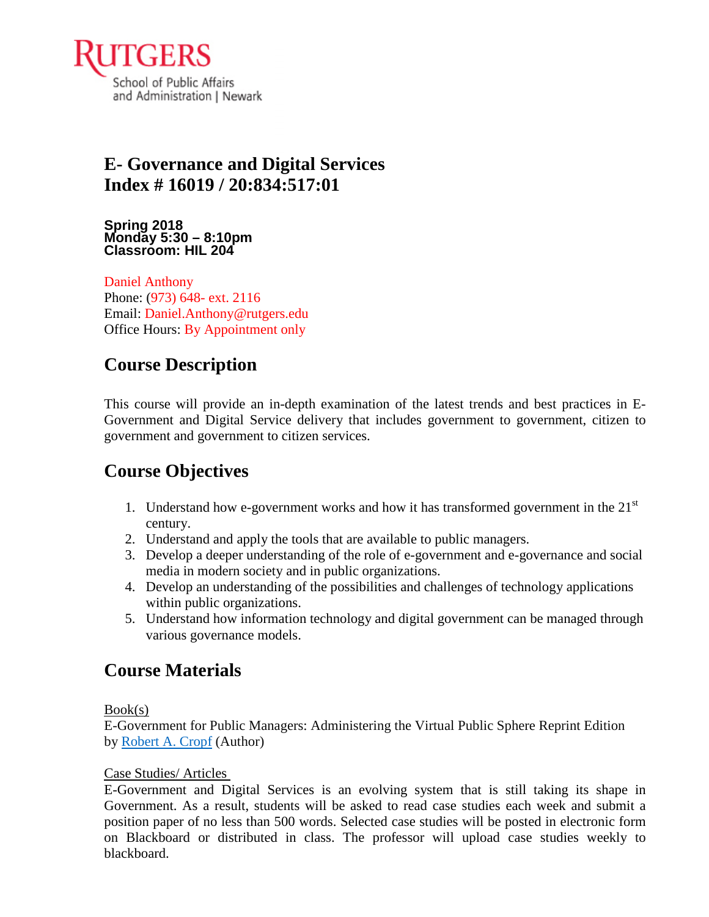Rutgers School of Public Affairs and Administration | Newark

# E- Governance and Digital Services
# Index # 16019 / 20:834:517:01

**Spring 2018**
**Monday 5:30 – 8:10pm**
**Classroom: HIL 204**

Daniel Anthony
Phone: (973) 648- ext. 2116
Email: Daniel.Anthony@rutgers.edu
Office Hours: By Appointment only

## Course Description

This course will provide an in-depth examination of the latest trends and best practices in E-Government and Digital Service delivery that includes government to government, citizen to government and government to citizen services.

## Course Objectives

1. Understand how e-government works and how it has transformed government in the 21st century.
2. Understand and apply the tools that are available to public managers.
3. Develop a deeper understanding of the role of e-government and e-governance and social media in modern society and in public organizations.
4. Develop an understanding of the possibilities and challenges of technology applications within public organizations.
5. Understand how information technology and digital government can be managed through various governance models.

## Course Materials

Book(s)
E-Government for Public Managers: Administering the Virtual Public Sphere Reprint Edition by Robert A. Cropf (Author)

Case Studies/ Articles
E-Government and Digital Services is an evolving system that is still taking its shape in Government. As a result, students will be asked to read case studies each week and submit a position paper of no less than 500 words. Selected case studies will be posted in electronic form on Blackboard or distributed in class. The professor will upload case studies weekly to blackboard.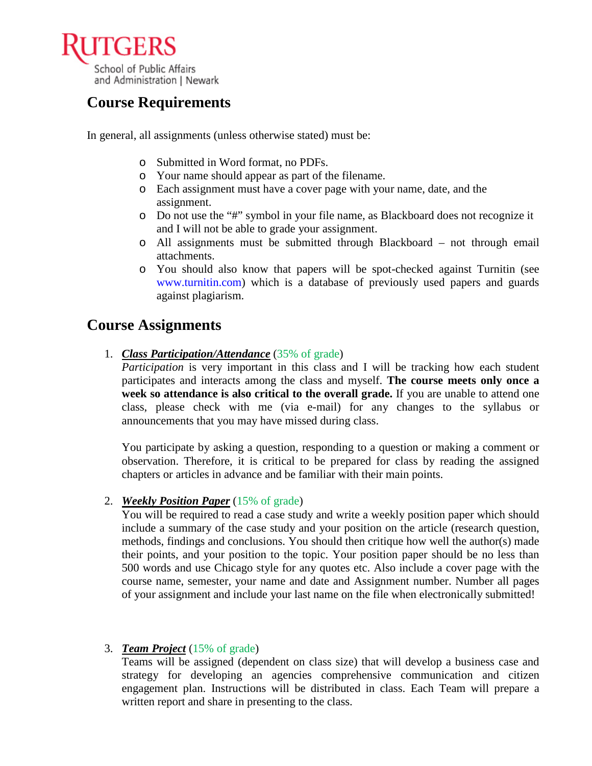## Course Requirements

In general, all assignments (unless otherwise stated) must be:

- Submitted in Word format, no PDFs.
- Your name should appear as part of the filename.
- Each assignment must have a cover page with your name, date, and the assignment.
- Do not use the "#" symbol in your file name, as Blackboard does not recognize it and I will not be able to grade your assignment.
- All assignments must be submitted through Blackboard – not through email attachments.
- You should also know that papers will be spot-checked against Turnitin (see www.turnitin.com) which is a database of previously used papers and guards against plagiarism.

## Course Assignments

1. ***Class Participation/Attendance*** (35% of grade)
   *Participation* is very important in this class and I will be tracking how each student participates and interacts among the class and myself. **The course meets only once a week so attendance is also critical to the overall grade.** If you are unable to attend one class, please check with me (via e-mail) for any changes to the syllabus or announcements that you may have missed during class.

   You participate by asking a question, responding to a question or making a comment or observation. Therefore, it is critical to be prepared for class by reading the assigned chapters or articles in advance and be familiar with their main points.

2. ***Weekly Position Paper*** (15% of grade)
   You will be required to read a case study and write a weekly position paper which should include a summary of the case study and your position on the article (research question, methods, findings and conclusions. You should then critique how well the author(s) made their points, and your position to the topic. Your position paper should be no less than 500 words and use Chicago style for any quotes etc. Also include a cover page with the course name, semester, your name and date and Assignment number. Number all pages of your assignment and include your last name on the file when electronically submitted!

3. ***Team Project*** (15% of grade)
   Teams will be assigned (dependent on class size) that will develop a business case and strategy for developing an agencies comprehensive communication and citizen engagement plan. Instructions will be distributed in class. Each Team will prepare a written report and share in presenting to the class.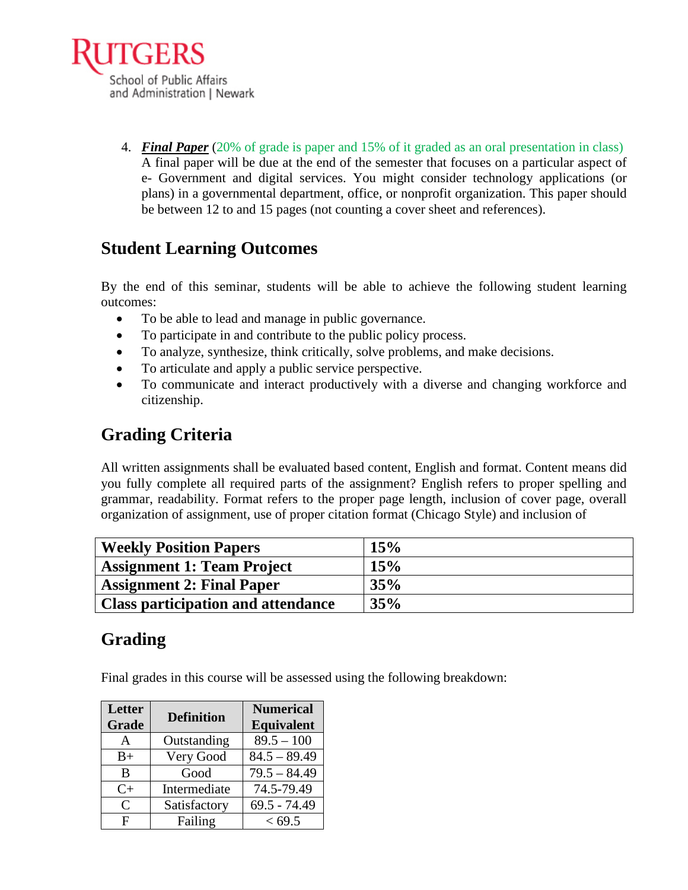4. ***Final Paper*** (20% of grade is paper and 15% of it graded as an oral presentation in class) A final paper will be due at the end of the semester that focuses on a particular aspect of e- Government and digital services. You might consider technology applications (or plans) in a governmental department, office, or nonprofit organization. This paper should be between 12 to and 15 pages (not counting a cover sheet and references).

## Student Learning Outcomes

By the end of this seminar, students will be able to achieve the following student learning outcomes:

- To be able to lead and manage in public governance.
- To participate in and contribute to the public policy process.
- To analyze, synthesize, think critically, solve problems, and make decisions.
- To articulate and apply a public service perspective.
- To communicate and interact productively with a diverse and changing workforce and citizenship.

## Grading Criteria

All written assignments shall be evaluated based content, English and format. Content means did you fully complete all required parts of the assignment? English refers to proper spelling and grammar, readability. Format refers to the proper page length, inclusion of cover page, overall organization of assignment, use of proper citation format (Chicago Style) and inclusion of

| | |
|---|---|
| **Weekly Position Papers** | **15%** |
| **Assignment 1: Team Project** | **15%** |
| **Assignment 2: Final Paper** | **35%** |
| **Class participation and attendance** | **35%** |

## Grading

Final grades in this course will be assessed using the following breakdown:

| Letter Grade | Definition | Numerical Equivalent |
|---|---|---|
| A | Outstanding | 89.5 – 100 |
| B+ | Very Good | 84.5 – 89.49 |
| B | Good | 79.5 – 84.49 |
| C+ | Intermediate | 74.5-79.49 |
| C | Satisfactory | 69.5 - 74.49 |
| F | Failing | < 69.5 |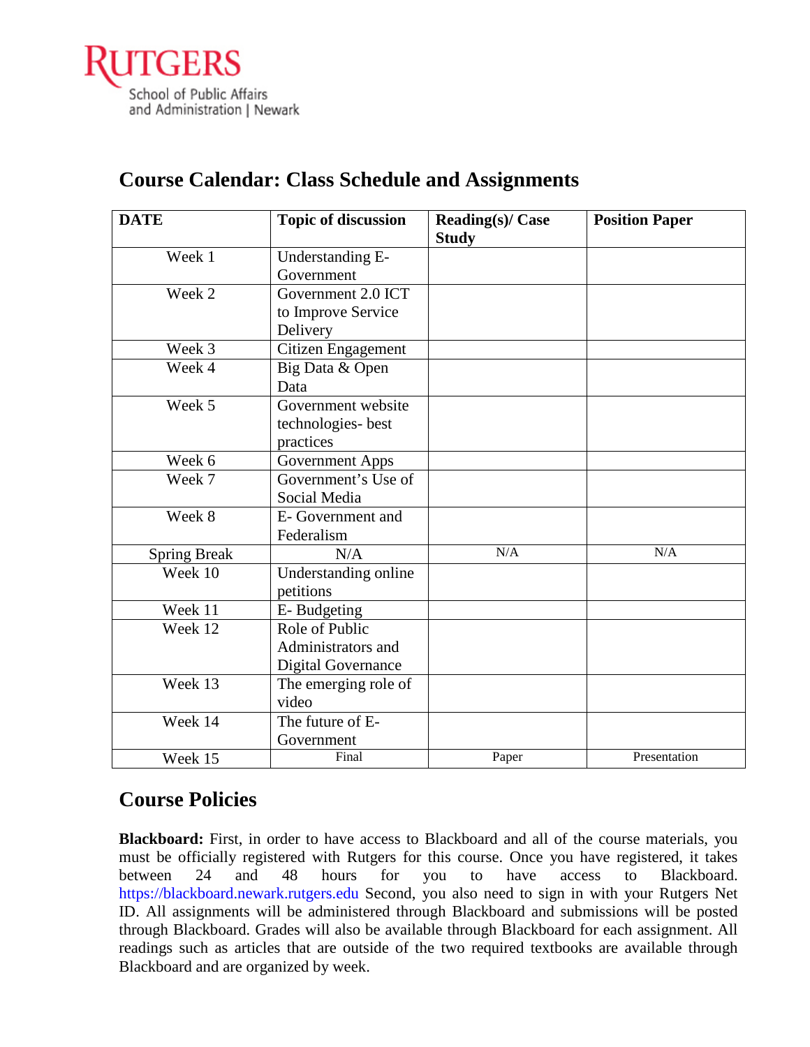Rutgers School of Public Affairs and Administration | Newark

## Course Calendar: Class Schedule and Assignments

| DATE | Topic of discussion | Reading(s)/ Case Study | Position Paper |
|---|---|---|---|
| Week 1 | Understanding E-Government | | |
| Week 2 | Government 2.0 ICT to Improve Service Delivery | | |
| Week 3 | Citizen Engagement | | |
| Week 4 | Big Data & Open Data | | |
| Week 5 | Government website technologies- best practices | | |
| Week 6 | Government Apps | | |
| Week 7 | Government's Use of Social Media | | |
| Week 8 | E- Government and Federalism | | |
| Spring Break | N/A | N/A | N/A |
| Week 10 | Understanding online petitions | | |
| Week 11 | E- Budgeting | | |
| Week 12 | Role of Public Administrators and Digital Governance | | |
| Week 13 | The emerging role of video | | |
| Week 14 | The future of E-Government | | |
| Week 15 | Final | Paper | Presentation |

## Course Policies

**Blackboard:** First, in order to have access to Blackboard and all of the course materials, you must be officially registered with Rutgers for this course. Once you have registered, it takes between 24 and 48 hours for you to have access to Blackboard. https://blackboard.newark.rutgers.edu Second, you also need to sign in with your Rutgers Net ID. All assignments will be administered through Blackboard and submissions will be posted through Blackboard. Grades will also be available through Blackboard for each assignment. All readings such as articles that are outside of the two required textbooks are available through Blackboard and are organized by week.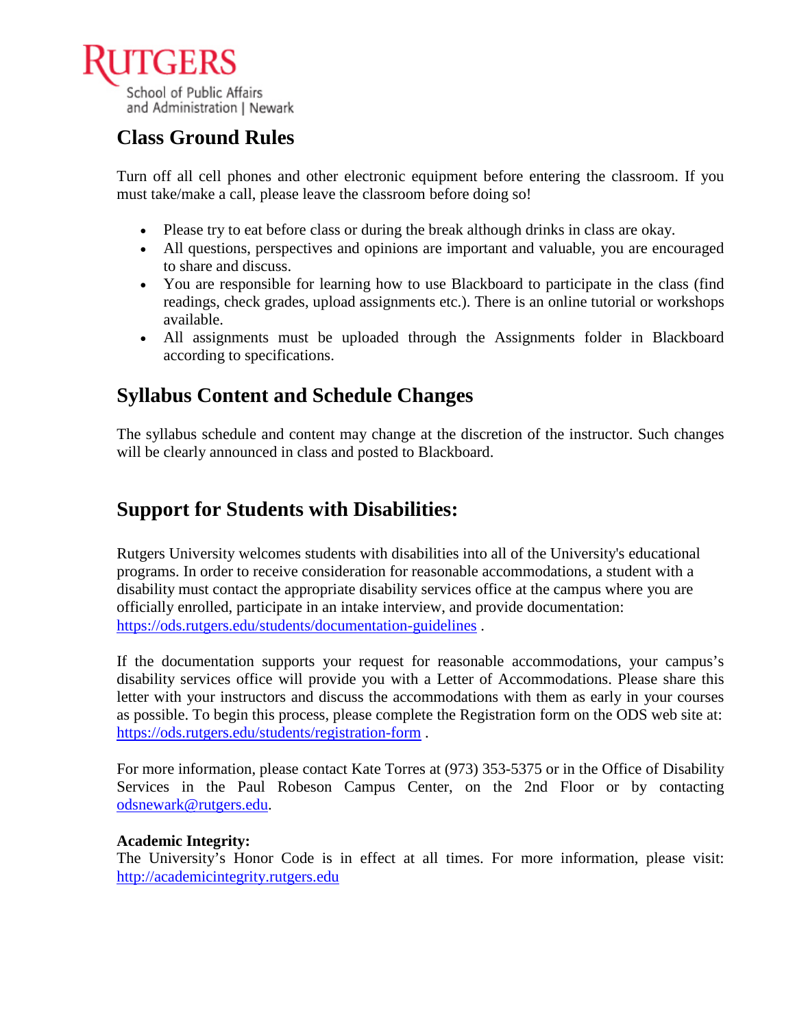## Class Ground Rules

Turn off all cell phones and other electronic equipment before entering the classroom. If you must take/make a call, please leave the classroom before doing so!

- Please try to eat before class or during the break although drinks in class are okay.
- All questions, perspectives and opinions are important and valuable, you are encouraged to share and discuss.
- You are responsible for learning how to use Blackboard to participate in the class (find readings, check grades, upload assignments etc.). There is an online tutorial or workshops available.
- All assignments must be uploaded through the Assignments folder in Blackboard according to specifications.

## Syllabus Content and Schedule Changes

The syllabus schedule and content may change at the discretion of the instructor. Such changes will be clearly announced in class and posted to Blackboard.

## Support for Students with Disabilities:

Rutgers University welcomes students with disabilities into all of the University's educational programs. In order to receive consideration for reasonable accommodations, a student with a disability must contact the appropriate disability services office at the campus where you are officially enrolled, participate in an intake interview, and provide documentation: https://ods.rutgers.edu/students/documentation-guidelines .

If the documentation supports your request for reasonable accommodations, your campus's disability services office will provide you with a Letter of Accommodations. Please share this letter with your instructors and discuss the accommodations with them as early in your courses as possible. To begin this process, please complete the Registration form on the ODS web site at: https://ods.rutgers.edu/students/registration-form .

For more information, please contact Kate Torres at (973) 353-5375 or in the Office of Disability Services in the Paul Robeson Campus Center, on the 2nd Floor or by contacting odsnewark@rutgers.edu.

**Academic Integrity:**
The University's Honor Code is in effect at all times. For more information, please visit: http://academicintegrity.rutgers.edu